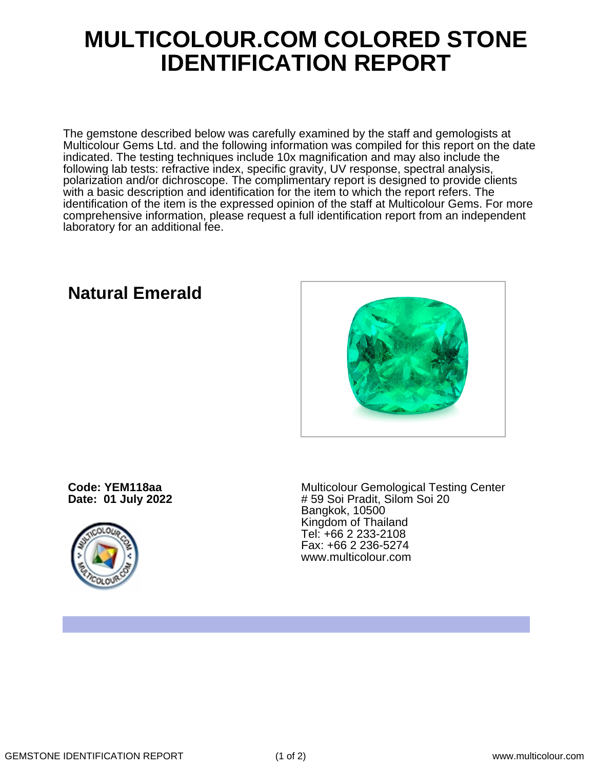# MULTICOLOUR.COM COLORED STONE IDENTIFICATION REPORT

The gemstone described below was carefully examined by the staff and gemologists at Multicolour Gems Ltd. and the following information was compiled for this report on the date indicated. The testing techniques include 10x magnification and may also include the following lab tests: refractive index, specific gravity, UV response, spectral analysis, polarization and/or dichroscope. The complimentary report is designed to provide clients with a basic description and identification for the item to which the report refers. The identification of the item is the expressed opinion of the staff at Multicolour Gems. For more comprehensive information, please request a full identification report from an independent laboratory for an additional fee.

## Natural Emerald

**Code: YEM118aa**
**Date: 01 July 2022**

Multicolour Gemological Testing Center
# 59 Soi Pradit, Silom Soi 20
Bangkok, 10500
Kingdom of Thailand
Tel: +66 2 233-2108
Fax: +66 2 236-5274
www.multicolour.com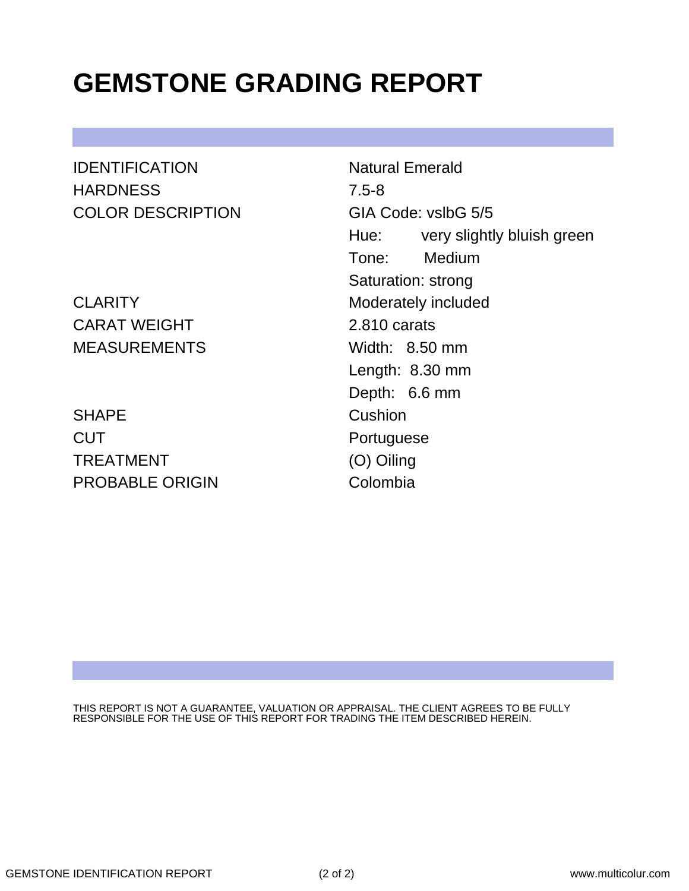# GEMSTONE GRADING REPORT

| | |
|---|---|
| IDENTIFICATION | Natural Emerald |
| HARDNESS | 7.5-8 |
| COLOR DESCRIPTION | GIA Code: vslbG 5/5 |
| | Hue: very slightly bluish green |
| | Tone: Medium |
| | Saturation: strong |
| CLARITY | Moderately included |
| CARAT WEIGHT | 2.810 carats |
| MEASUREMENTS | Width: 8.50 mm |
| | Length: 8.30 mm |
| | Depth: 6.6 mm |
| SHAPE | Cushion |
| CUT | Portuguese |
| TREATMENT | (O) Oiling |
| PROBABLE ORIGIN | Colombia |

THIS REPORT IS NOT A GUARANTEE, VALUATION OR APPRAISAL. THE CLIENT AGREES TO BE FULLY RESPONSIBLE FOR THE USE OF THIS REPORT FOR TRADING THE ITEM DESCRIBED HEREIN.